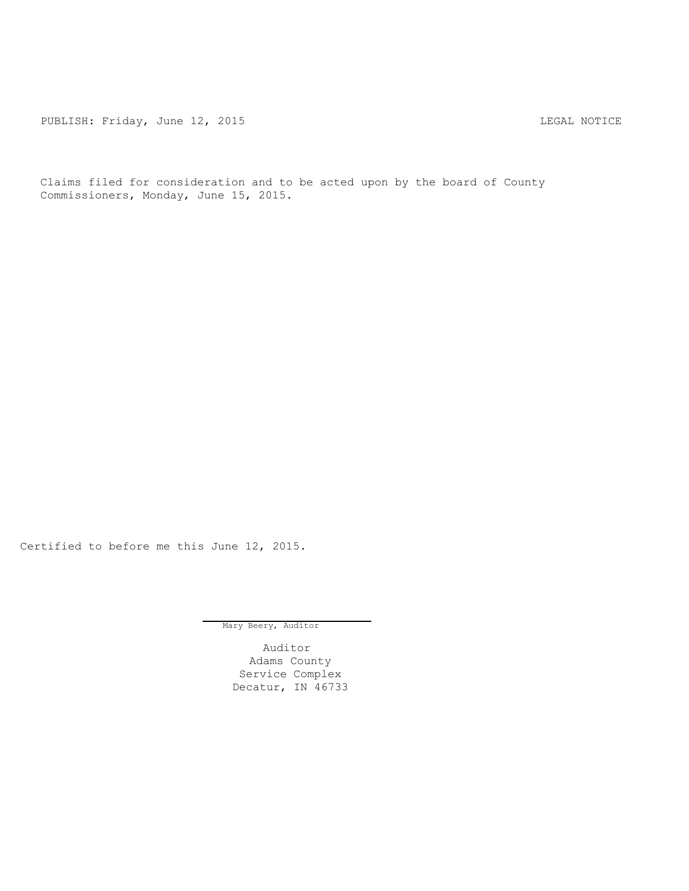PUBLISH: Friday, June 12, 2015 LEGAL NOTICE

Claims filed for consideration and to be acted upon by the board of County Commissioners, Monday, June 15, 2015.

Certified to before me this June 12, 2015.

Mary Beery, Auditor

Auditor
Adams County
Service Complex
Decatur, IN 46733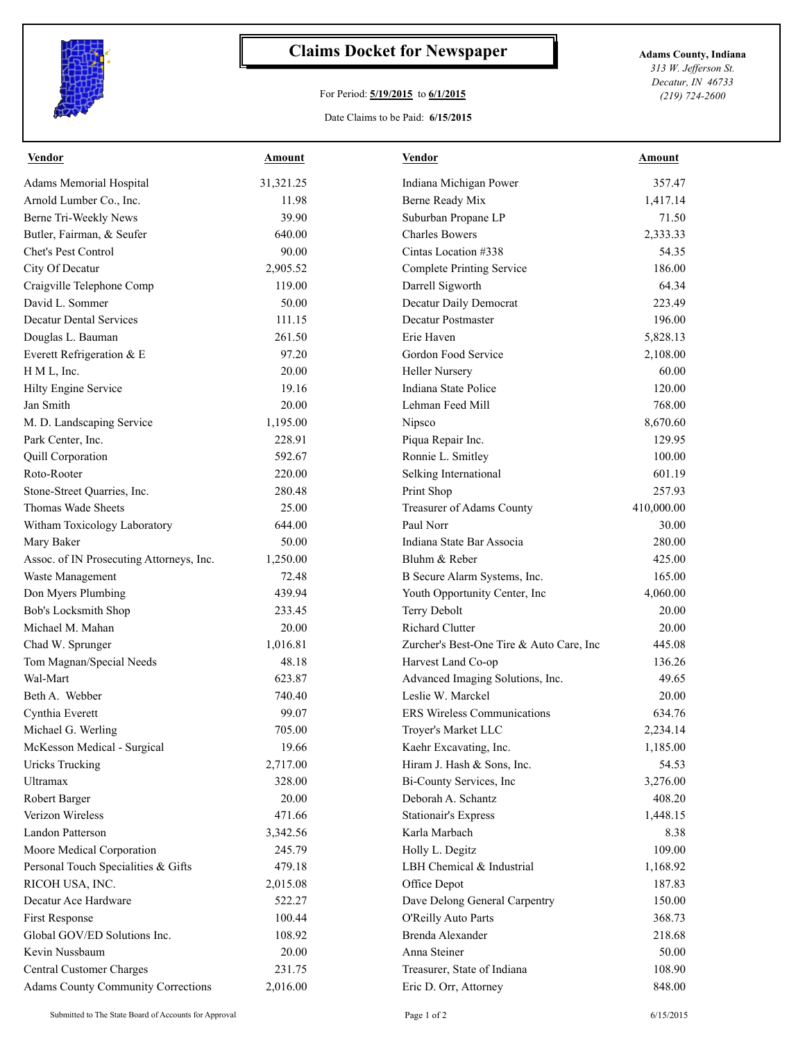# Claims Docket for Newspaper

**Adams County, Indiana**
*313 W. Jefferson St.*
*Decatur, IN 46733*
*(219) 724-2600*

For Period: **5/19/2015** to **6/1/2015**

Date Claims to be Paid: **6/15/2015**

| Vendor | Amount | Vendor | Amount |
|---|---|---|---|
| Adams Memorial Hospital | 31,321.25 | Indiana Michigan Power | 357.47 |
| Arnold Lumber Co., Inc. | 11.98 | Berne Ready Mix | 1,417.14 |
| Berne Tri-Weekly News | 39.90 | Suburban Propane LP | 71.50 |
| Butler, Fairman, & Seufer | 640.00 | Charles Bowers | 2,333.33 |
| Chet's Pest Control | 90.00 | Cintas Location #338 | 54.35 |
| City Of Decatur | 2,905.52 | Complete Printing Service | 186.00 |
| Craigville Telephone Comp | 119.00 | Darrell Sigworth | 64.34 |
| David L. Sommer | 50.00 | Decatur Daily Democrat | 223.49 |
| Decatur Dental Services | 111.15 | Decatur Postmaster | 196.00 |
| Douglas L. Bauman | 261.50 | Erie Haven | 5,828.13 |
| Everett Refrigeration & E | 97.20 | Gordon Food Service | 2,108.00 |
| H M L, Inc. | 20.00 | Heller Nursery | 60.00 |
| Hilty Engine Service | 19.16 | Indiana State Police | 120.00 |
| Jan Smith | 20.00 | Lehman Feed Mill | 768.00 |
| M. D. Landscaping Service | 1,195.00 | Nipsco | 8,670.60 |
| Park Center, Inc. | 228.91 | Piqua Repair Inc. | 129.95 |
| Quill Corporation | 592.67 | Ronnie L. Smitley | 100.00 |
| Roto-Rooter | 220.00 | Selking International | 601.19 |
| Stone-Street Quarries, Inc. | 280.48 | Print Shop | 257.93 |
| Thomas Wade Sheets | 25.00 | Treasurer of Adams County | 410,000.00 |
| Witham Toxicology Laboratory | 644.00 | Paul Norr | 30.00 |
| Mary Baker | 50.00 | Indiana State Bar Associa | 280.00 |
| Assoc. of IN Prosecuting Attorneys, Inc. | 1,250.00 | Bluhm & Reber | 425.00 |
| Waste Management | 72.48 | B Secure Alarm Systems, Inc. | 165.00 |
| Don Myers Plumbing | 439.94 | Youth Opportunity Center, Inc | 4,060.00 |
| Bob's Locksmith Shop | 233.45 | Terry Debolt | 20.00 |
| Michael M. Mahan | 20.00 | Richard Clutter | 20.00 |
| Chad W. Sprunger | 1,016.81 | Zurcher's Best-One Tire & Auto Care, Inc | 445.08 |
| Tom Magnan/Special Needs | 48.18 | Harvest Land Co-op | 136.26 |
| Wal-Mart | 623.87 | Advanced Imaging Solutions, Inc. | 49.65 |
| Beth A. Webber | 740.40 | Leslie W. Marckel | 20.00 |
| Cynthia Everett | 99.07 | ERS Wireless Communications | 634.76 |
| Michael G. Werling | 705.00 | Troyer's Market LLC | 2,234.14 |
| McKesson Medical - Surgical | 19.66 | Kaehr Excavating, Inc. | 1,185.00 |
| Uricks Trucking | 2,717.00 | Hiram J. Hash & Sons, Inc. | 54.53 |
| Ultramax | 328.00 | Bi-County Services, Inc | 3,276.00 |
| Robert Barger | 20.00 | Deborah A. Schantz | 408.20 |
| Verizon Wireless | 471.66 | Stationair's Express | 1,448.15 |
| Landon Patterson | 3,342.56 | Karla Marbach | 8.38 |
| Moore Medical Corporation | 245.79 | Holly L. Degitz | 109.00 |
| Personal Touch Specialities & Gifts | 479.18 | LBH Chemical & Industrial | 1,168.92 |
| RICOH USA, INC. | 2,015.08 | Office Depot | 187.83 |
| Decatur Ace Hardware | 522.27 | Dave Delong General Carpentry | 150.00 |
| First Response | 100.44 | O'Reilly Auto Parts | 368.73 |
| Global GOV/ED Solutions Inc. | 108.92 | Brenda Alexander | 218.68 |
| Kevin Nussbaum | 20.00 | Anna Steiner | 50.00 |
| Central Customer Charges | 231.75 | Treasurer, State of Indiana | 108.90 |
| Adams County Community Corrections | 2,016.00 | Eric D. Orr, Attorney | 848.00 |

Submitted to The State Board of Accounts for Approval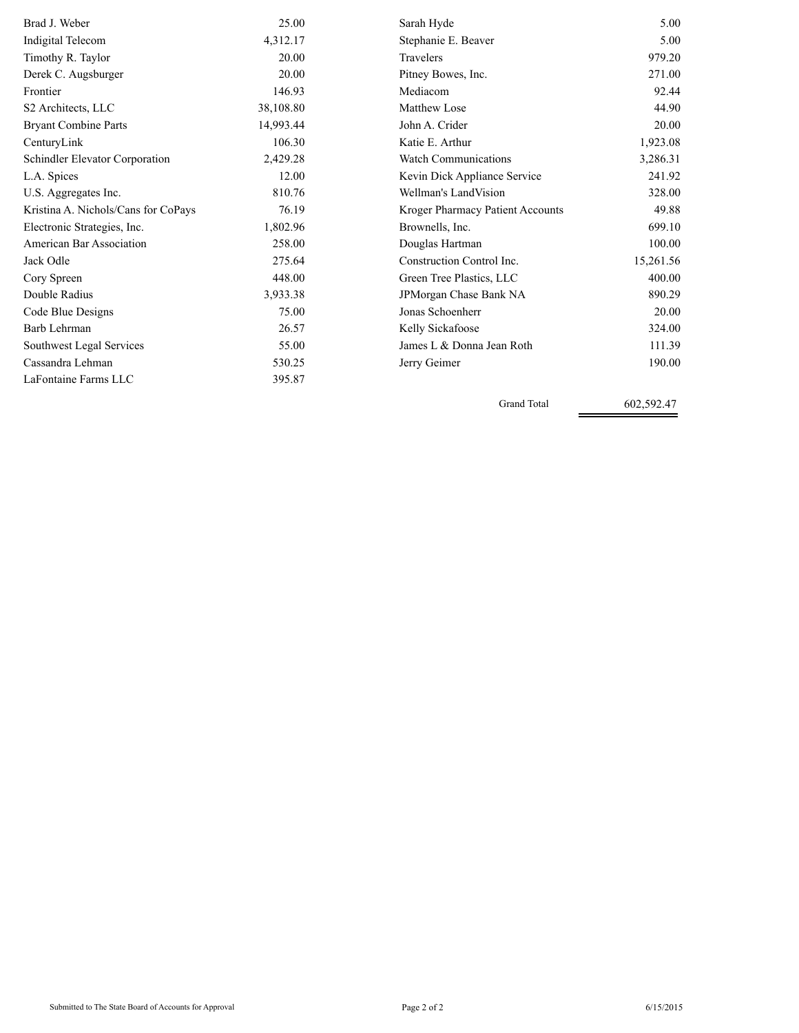| | |
|---|---|
| Brad J. Weber | 25.00 |
| Indigital Telecom | 4,312.17 |
| Timothy R. Taylor | 20.00 |
| Derek C. Augsburger | 20.00 |
| Frontier | 146.93 |
| S2 Architects, LLC | 38,108.80 |
| Bryant Combine Parts | 14,993.44 |
| CenturyLink | 106.30 |
| Schindler Elevator Corporation | 2,429.28 |
| L.A. Spices | 12.00 |
| U.S. Aggregates Inc. | 810.76 |
| Kristina A. Nichols/Cans for CoPays | 76.19 |
| Electronic Strategies, Inc. | 1,802.96 |
| American Bar Association | 258.00 |
| Jack Odle | 275.64 |
| Cory Spreen | 448.00 |
| Double Radius | 3,933.38 |
| Code Blue Designs | 75.00 |
| Barb Lehrman | 26.57 |
| Southwest Legal Services | 55.00 |
| Cassandra Lehman | 530.25 |
| LaFontaine Farms LLC | 395.87 |
| Sarah Hyde | 5.00 |
| Stephanie E. Beaver | 5.00 |
| Travelers | 979.20 |
| Pitney Bowes, Inc. | 271.00 |
| Mediacom | 92.44 |
| Matthew Lose | 44.90 |
| John A. Crider | 20.00 |
| Katie E. Arthur | 1,923.08 |
| Watch Communications | 3,286.31 |
| Kevin Dick Appliance Service | 241.92 |
| Wellman's LandVision | 328.00 |
| Kroger Pharmacy Patient Accounts | 49.88 |
| Brownells, Inc. | 699.10 |
| Douglas Hartman | 100.00 |
| Construction Control Inc. | 15,261.56 |
| Green Tree Plastics, LLC | 400.00 |
| JPMorgan Chase Bank NA | 890.29 |
| Jonas Schoenherr | 20.00 |
| Kelly Sickafoose | 324.00 |
| James L & Donna Jean Roth | 111.39 |
| Jerry Geimer | 190.00 |
| Grand Total | 602,592.47 |

Submitted to The State Board of Accounts for Approval

6/15/2015